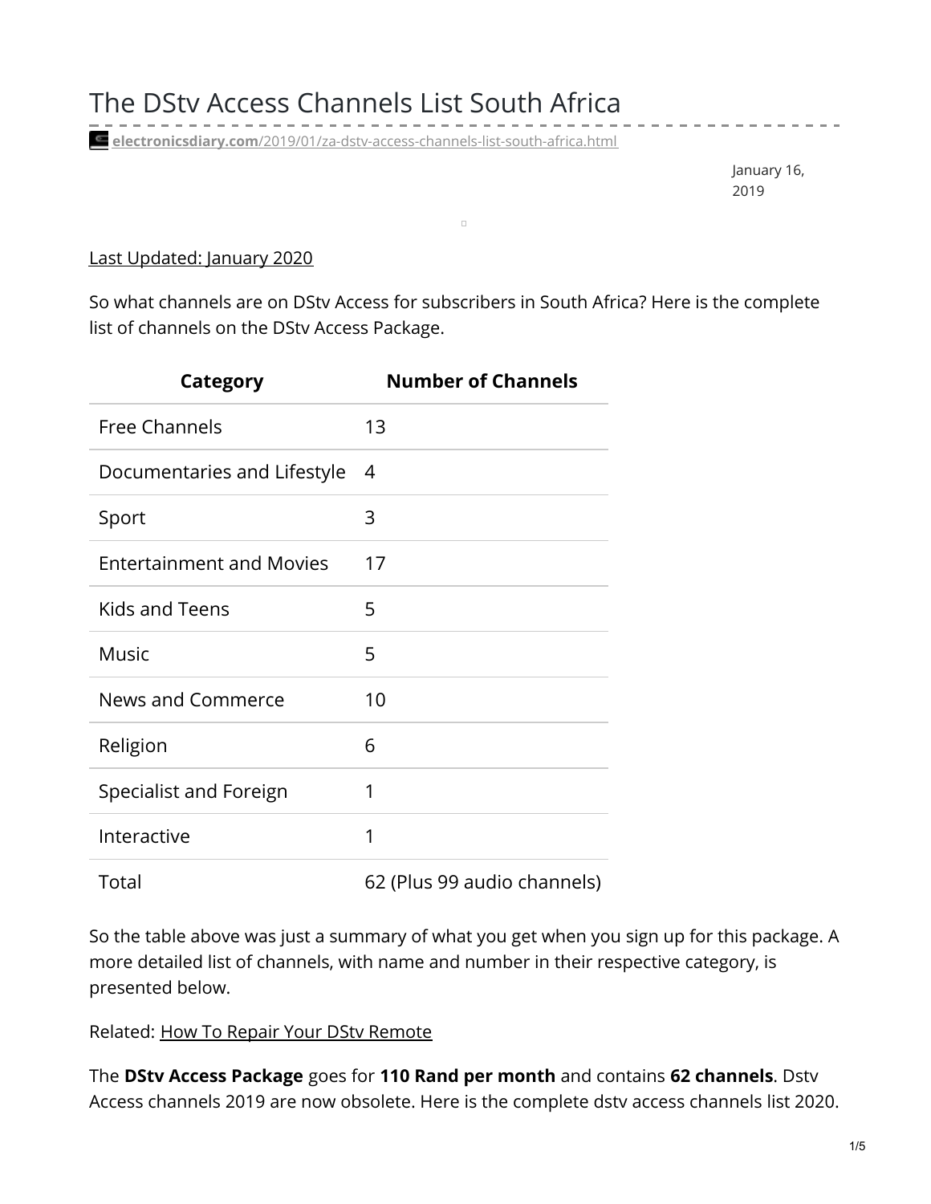# The DStv Access Channels List South Africa

**electronicsdiary.com**/2019/01/za-dstv-access-channels-list-south-africa.html

January 16, 2019

Last Updated: January 2020

So what channels are on DStv Access for subscribers in South Africa? Here is the complete list of channels on the DStv Access Package.

| Category | Number of Channels |
|---|---|
| Free Channels | 13 |
| Documentaries and Lifestyle | 4 |
| Sport | 3 |
| Entertainment and Movies | 17 |
| Kids and Teens | 5 |
| Music | 5 |
| News and Commerce | 10 |
| Religion | 6 |
| Specialist and Foreign | 1 |
| Interactive | 1 |
| Total | 62 (Plus 99 audio channels) |

So the table above was just a summary of what you get when you sign up for this package. A more detailed list of channels, with name and number in their respective category, is presented below.

Related: How To Repair Your DStv Remote

The **DStv Access Package** goes for **110 Rand per month** and contains **62 channels**. Dstv Access channels 2019 are now obsolete. Here is the complete dstv access channels list 2020.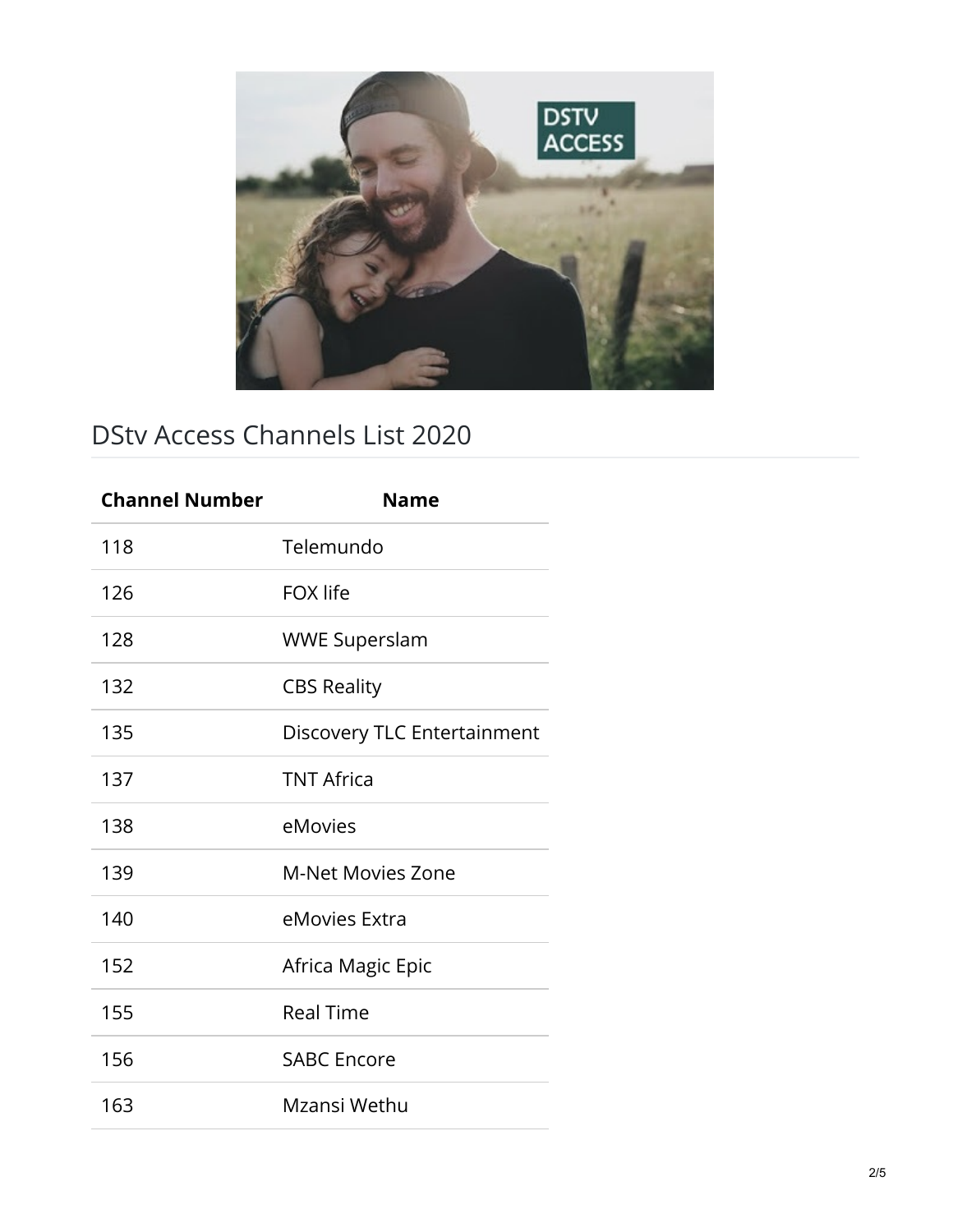## DStv Access Channels List 2020

| Channel Number | Name |
| --- | --- |
| 118 | Telemundo |
| 126 | FOX life |
| 128 | WWE Superslam |
| 132 | CBS Reality |
| 135 | Discovery TLC Entertainment |
| 137 | TNT Africa |
| 138 | eMovies |
| 139 | M-Net Movies Zone |
| 140 | eMovies Extra |
| 152 | Africa Magic Epic |
| 155 | Real Time |
| 156 | SABC Encore |
| 163 | Mzansi Wethu |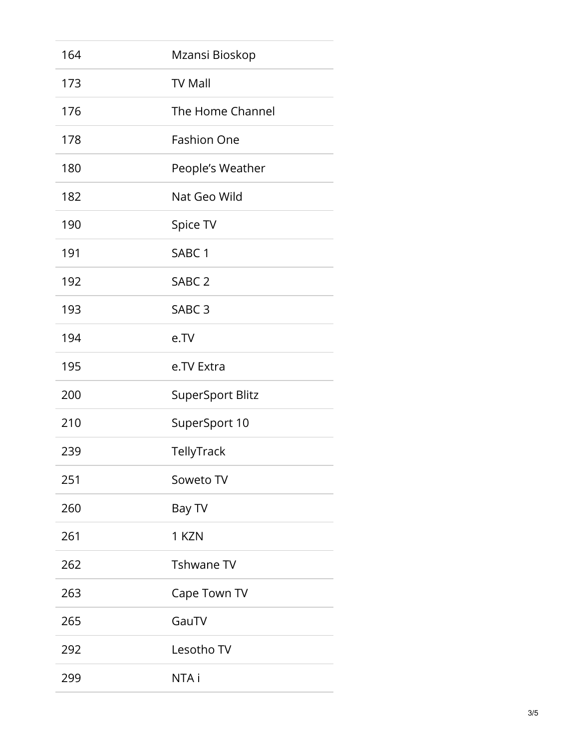| | |
|---|---|
| 164 | Mzansi Bioskop |
| 173 | TV Mall |
| 176 | The Home Channel |
| 178 | Fashion One |
| 180 | People's Weather |
| 182 | Nat Geo Wild |
| 190 | Spice TV |
| 191 | SABC 1 |
| 192 | SABC 2 |
| 193 | SABC 3 |
| 194 | e.TV |
| 195 | e.TV Extra |
| 200 | SuperSport Blitz |
| 210 | SuperSport 10 |
| 239 | TellyTrack |
| 251 | Soweto TV |
| 260 | Bay TV |
| 261 | 1 KZN |
| 262 | Tshwane TV |
| 263 | Cape Town TV |
| 265 | GauTV |
| 292 | Lesotho TV |
| 299 | NTA i |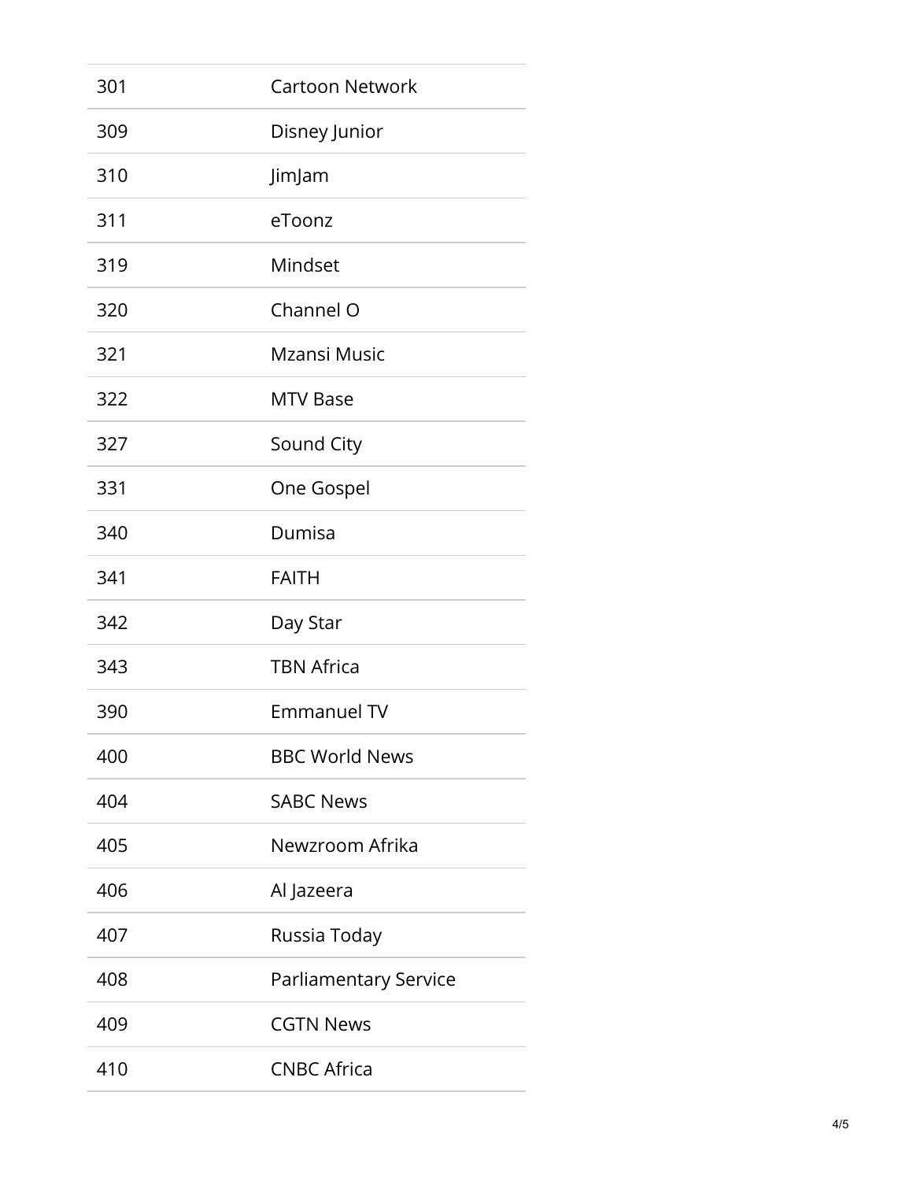| | |
|---|---|
| 301 | Cartoon Network |
| 309 | Disney Junior |
| 310 | JimJam |
| 311 | eToonz |
| 319 | Mindset |
| 320 | Channel O |
| 321 | Mzansi Music |
| 322 | MTV Base |
| 327 | Sound City |
| 331 | One Gospel |
| 340 | Dumisa |
| 341 | FAITH |
| 342 | Day Star |
| 343 | TBN Africa |
| 390 | Emmanuel TV |
| 400 | BBC World News |
| 404 | SABC News |
| 405 | Newzroom Afrika |
| 406 | Al Jazeera |
| 407 | Russia Today |
| 408 | Parliamentary Service |
| 409 | CGTN News |
| 410 | CNBC Africa |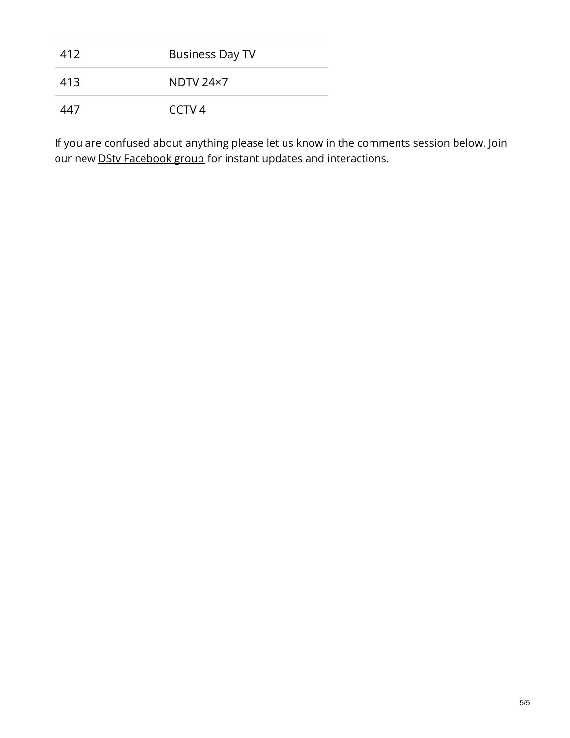| | |
|---|---|
| 412 | Business Day TV |
| 413 | NDTV 24×7 |
| 447 | CCTV 4 |

If you are confused about anything please let us know in the comments session below. Join our new DStv Facebook group for instant updates and interactions.